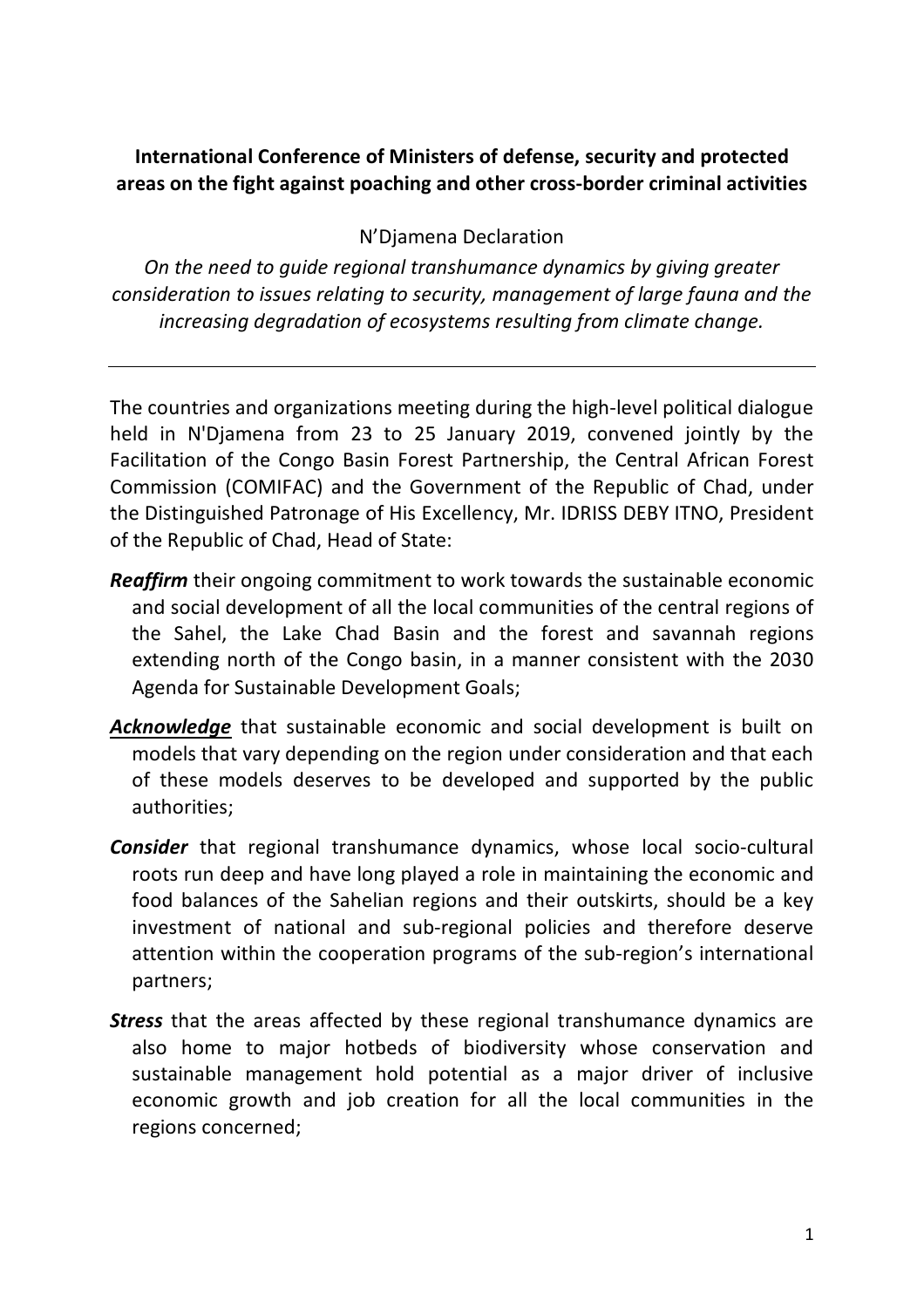**International Conference of Ministers of defense, security and protected areas on the fight against poaching and other cross-border criminal activities**

N'Djamena Declaration

*On the need to guide regional transhumance dynamics by giving greater consideration to issues relating to security, management of large fauna and the increasing degradation of ecosystems resulting from climate change.*

---

The countries and organizations meeting during the high-level political dialogue held in N'Djamena from 23 to 25 January 2019, convened jointly by the Facilitation of the Congo Basin Forest Partnership, the Central African Forest Commission (COMIFAC) and the Government of the Republic of Chad, under the Distinguished Patronage of His Excellency, Mr. IDRISS DEBY ITNO, President of the Republic of Chad, Head of State:

***Reaffirm*** their ongoing commitment to work towards the sustainable economic and social development of all the local communities of the central regions of the Sahel, the Lake Chad Basin and the forest and savannah regions extending north of the Congo basin, in a manner consistent with the 2030 Agenda for Sustainable Development Goals;

***<u>Acknowledge</u>*** that sustainable economic and social development is built on models that vary depending on the region under consideration and that each of these models deserves to be developed and supported by the public authorities;

***Consider*** that regional transhumance dynamics, whose local socio-cultural roots run deep and have long played a role in maintaining the economic and food balances of the Sahelian regions and their outskirts, should be a key investment of national and sub-regional policies and therefore deserve attention within the cooperation programs of the sub-region's international partners;

***Stress*** that the areas affected by these regional transhumance dynamics are also home to major hotbeds of biodiversity whose conservation and sustainable management hold potential as a major driver of inclusive economic growth and job creation for all the local communities in the regions concerned;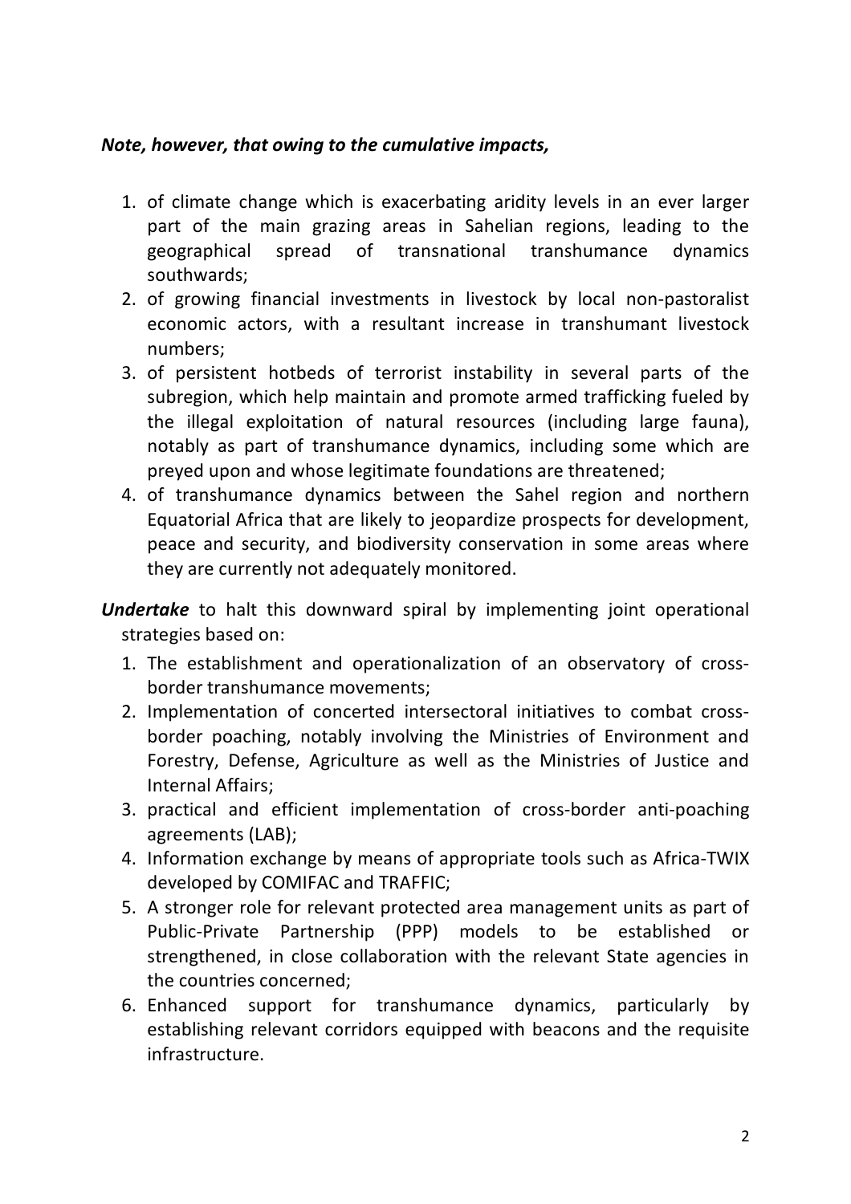***Note, however, that owing to the cumulative impacts,***

1. of climate change which is exacerbating aridity levels in an ever larger part of the main grazing areas in Sahelian regions, leading to the geographical spread of transnational transhumance dynamics southwards;
2. of growing financial investments in livestock by local non-pastoralist economic actors, with a resultant increase in transhumant livestock numbers;
3. of persistent hotbeds of terrorist instability in several parts of the subregion, which help maintain and promote armed trafficking fueled by the illegal exploitation of natural resources (including large fauna), notably as part of transhumance dynamics, including some which are preyed upon and whose legitimate foundations are threatened;
4. of transhumance dynamics between the Sahel region and northern Equatorial Africa that are likely to jeopardize prospects for development, peace and security, and biodiversity conservation in some areas where they are currently not adequately monitored.

***Undertake*** to halt this downward spiral by implementing joint operational strategies based on:

1. The establishment and operationalization of an observatory of cross-border transhumance movements;
2. Implementation of concerted intersectoral initiatives to combat cross-border poaching, notably involving the Ministries of Environment and Forestry, Defense, Agriculture as well as the Ministries of Justice and Internal Affairs;
3. practical and efficient implementation of cross-border anti-poaching agreements (LAB);
4. Information exchange by means of appropriate tools such as Africa-TWIX developed by COMIFAC and TRAFFIC;
5. A stronger role for relevant protected area management units as part of Public-Private Partnership (PPP) models to be established or strengthened, in close collaboration with the relevant State agencies in the countries concerned;
6. Enhanced support for transhumance dynamics, particularly by establishing relevant corridors equipped with beacons and the requisite infrastructure.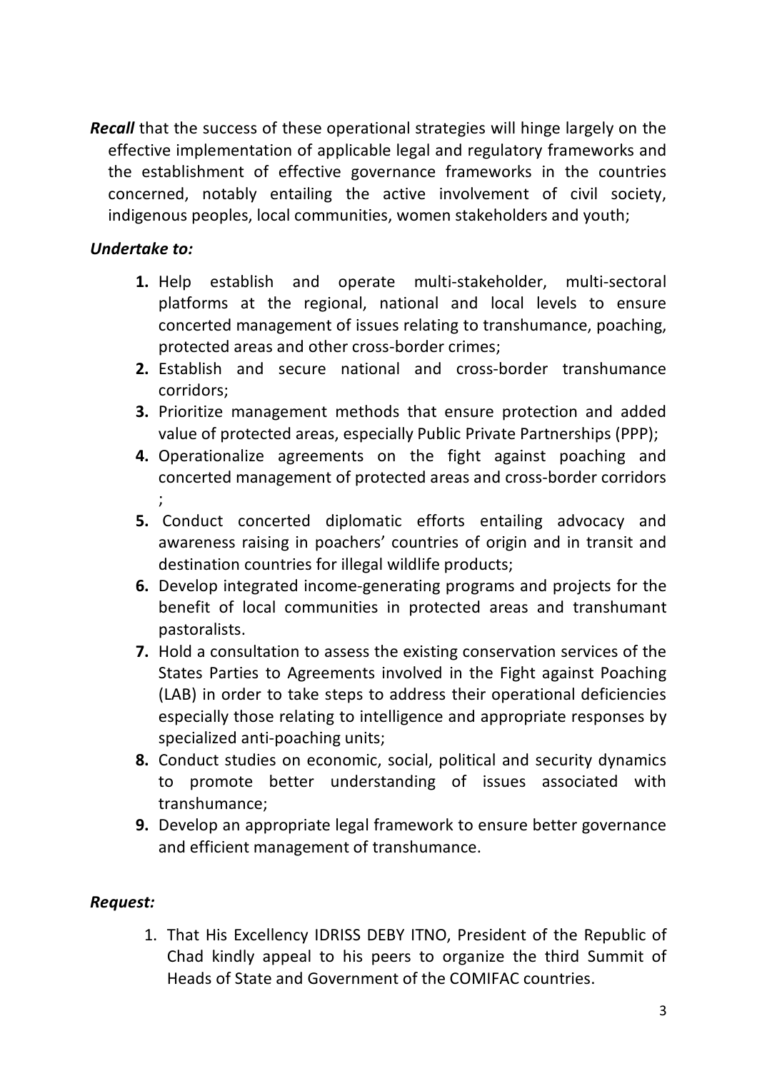***Recall*** that the success of these operational strategies will hinge largely on the effective implementation of applicable legal and regulatory frameworks and the establishment of effective governance frameworks in the countries concerned, notably entailing the active involvement of civil society, indigenous peoples, local communities, women stakeholders and youth;

***Undertake to:***

1. Help establish and operate multi-stakeholder, multi-sectoral platforms at the regional, national and local levels to ensure concerted management of issues relating to transhumance, poaching, protected areas and other cross-border crimes;
2. Establish and secure national and cross-border transhumance corridors;
3. Prioritize management methods that ensure protection and added value of protected areas, especially Public Private Partnerships (PPP);
4. Operationalize agreements on the fight against poaching and concerted management of protected areas and cross-border corridors ;
5. Conduct concerted diplomatic efforts entailing advocacy and awareness raising in poachers' countries of origin and in transit and destination countries for illegal wildlife products;
6. Develop integrated income-generating programs and projects for the benefit of local communities in protected areas and transhumant pastoralists.
7. Hold a consultation to assess the existing conservation services of the States Parties to Agreements involved in the Fight against Poaching (LAB) in order to take steps to address their operational deficiencies especially those relating to intelligence and appropriate responses by specialized anti-poaching units;
8. Conduct studies on economic, social, political and security dynamics to promote better understanding of issues associated with transhumance;
9. Develop an appropriate legal framework to ensure better governance and efficient management of transhumance.

***Request:***

1. That His Excellency IDRISS DEBY ITNO, President of the Republic of Chad kindly appeal to his peers to organize the third Summit of Heads of State and Government of the COMIFAC countries.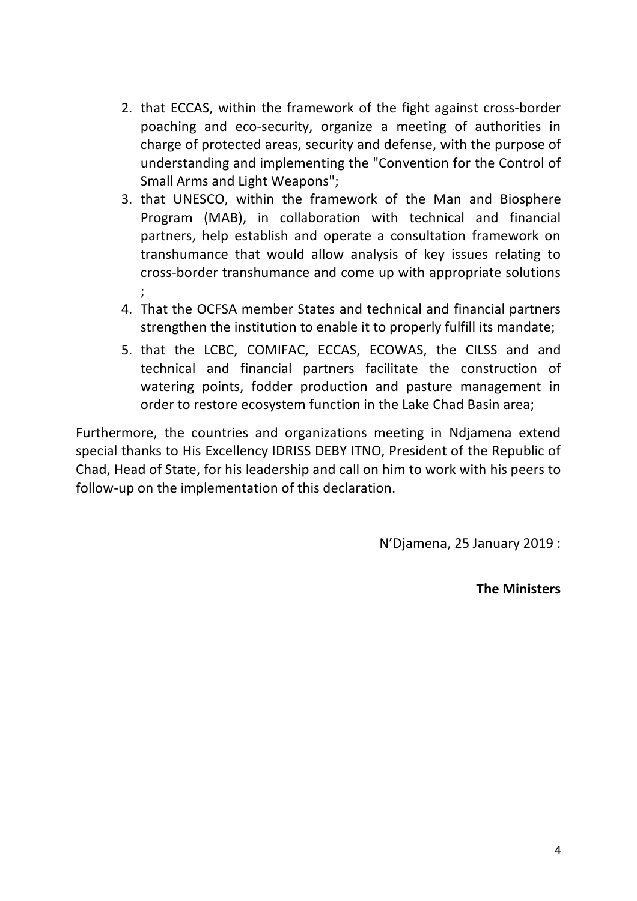2. that ECCAS, within the framework of the fight against cross-border poaching and eco-security, organize a meeting of authorities in charge of protected areas, security and defense, with the purpose of understanding and implementing the "Convention for the Control of Small Arms and Light Weapons";
3. that UNESCO, within the framework of the Man and Biosphere Program (MAB), in collaboration with technical and financial partners, help establish and operate a consultation framework on transhumance that would allow analysis of key issues relating to cross-border transhumance and come up with appropriate solutions ;
4. That the OCFSA member States and technical and financial partners strengthen the institution to enable it to properly fulfill its mandate;
5. that the LCBC, COMIFAC, ECCAS, ECOWAS, the CILSS and and technical and financial partners facilitate the construction of watering points, fodder production and pasture management in order to restore ecosystem function in the Lake Chad Basin area;

Furthermore, the countries and organizations meeting in Ndjamena extend special thanks to His Excellency IDRISS DEBY ITNO, President of the Republic of Chad, Head of State, for his leadership and call on him to work with his peers to follow-up on the implementation of this declaration.

N'Djamena, 25 January 2019 :

**The Ministers**